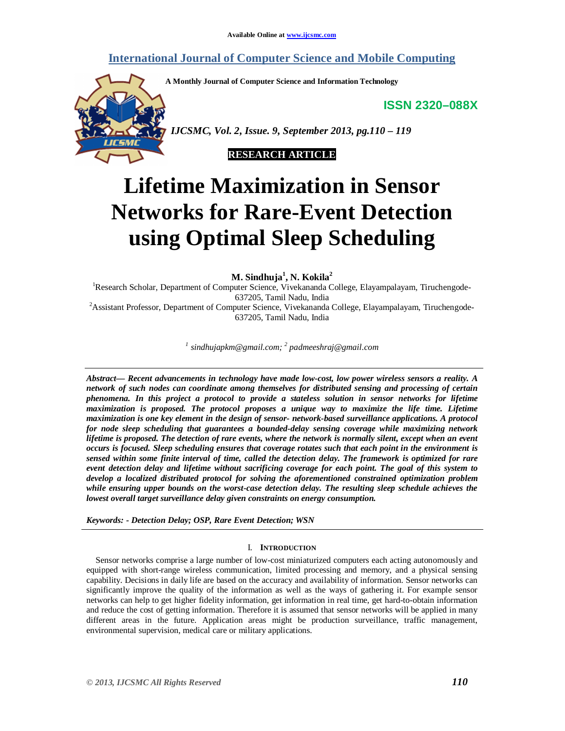Available Online at www.ijcsmc.com

## International Journal of Computer Science and Mobile Computing

A Monthly Journal of Computer Science and Information Technology

ISSN 2320–088X

*IJCSMC, Vol. 2, Issue. 9, September 2013, pg.110 – 119*

**RESEARCH ARTICLE**

# Lifetime Maximization in Sensor Networks for Rare-Event Detection using Optimal Sleep Scheduling

**M. Sindhuja[1], N. Kokila[2]**

[1]Research Scholar, Department of Computer Science, Vivekananda College, Elayampalayam, Tiruchengode-637205, Tamil Nadu, India

[2]Assistant Professor, Department of Computer Science, Vivekananda College, Elayampalayam, Tiruchengode-637205, Tamil Nadu, India

*[1] sindhujapkm@gmail.com; [2] padmeeshraj@gmail.com*

***Abstract— Recent advancements in technology have made low-cost, low power wireless sensors a reality. A network of such nodes can coordinate among themselves for distributed sensing and processing of certain phenomena. In this project a protocol to provide a stateless solution in sensor networks for lifetime maximization is proposed. The protocol proposes a unique way to maximize the life time. Lifetime maximization is one key element in the design of sensor- network-based surveillance applications. A protocol for node sleep scheduling that guarantees a bounded-delay sensing coverage while maximizing network lifetime is proposed. The detection of rare events, where the network is normally silent, except when an event occurs is focused. Sleep scheduling ensures that coverage rotates such that each point in the environment is sensed within some finite interval of time, called the detection delay. The framework is optimized for rare event detection delay and lifetime without sacrificing coverage for each point. The goal of this system to develop a localized distributed protocol for solving the aforementioned constrained optimization problem while ensuring upper bounds on the worst-case detection delay. The resulting sleep schedule achieves the lowest overall target surveillance delay given constraints on energy consumption.***

***Keywords: - Detection Delay; OSP, Rare Event Detection; WSN***

## I. Introduction

Sensor networks comprise a large number of low-cost miniaturized computers each acting autonomously and equipped with short-range wireless communication, limited processing and memory, and a physical sensing capability. Decisions in daily life are based on the accuracy and availability of information. Sensor networks can significantly improve the quality of the information as well as the ways of gathering it. For example sensor networks can help to get higher fidelity information, get information in real time, get hard-to-obtain information and reduce the cost of getting information. Therefore it is assumed that sensor networks will be applied in many different areas in the future. Application areas might be production surveillance, traffic management, environmental supervision, medical care or military applications.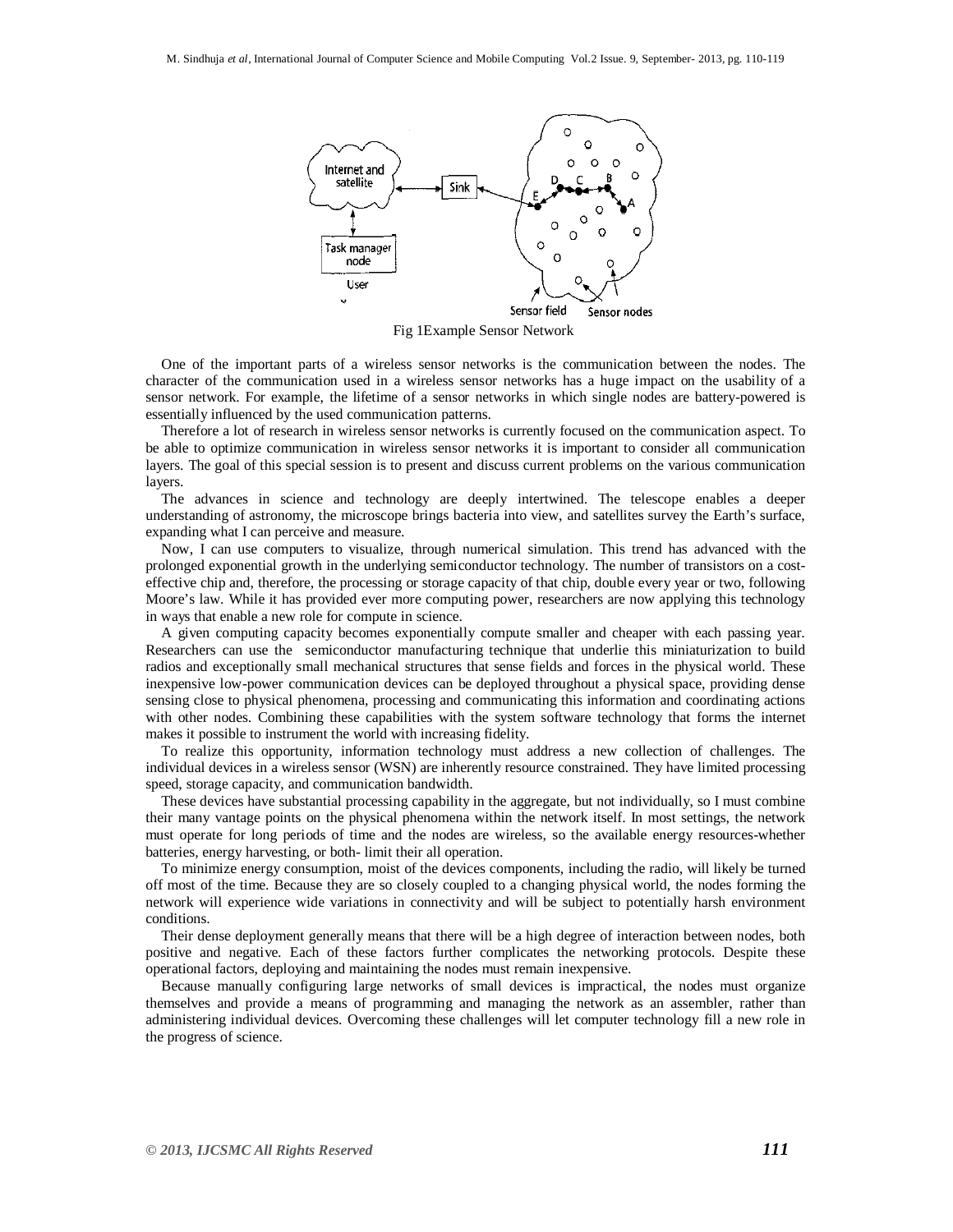Fig 1Example Sensor Network

One of the important parts of a wireless sensor networks is the communication between the nodes. The character of the communication used in a wireless sensor networks has a huge impact on the usability of a sensor network. For example, the lifetime of a sensor networks in which single nodes are battery-powered is essentially influenced by the used communication patterns.

Therefore a lot of research in wireless sensor networks is currently focused on the communication aspect. To be able to optimize communication in wireless sensor networks it is important to consider all communication layers. The goal of this special session is to present and discuss current problems on the various communication layers.

The advances in science and technology are deeply intertwined. The telescope enables a deeper understanding of astronomy, the microscope brings bacteria into view, and satellites survey the Earth's surface, expanding what I can perceive and measure.

Now, I can use computers to visualize, through numerical simulation. This trend has advanced with the prolonged exponential growth in the underlying semiconductor technology. The number of transistors on a cost-effective chip and, therefore, the processing or storage capacity of that chip, double every year or two, following Moore's law. While it has provided ever more computing power, researchers are now applying this technology in ways that enable a new role for compute in science.

A given computing capacity becomes exponentially compute smaller and cheaper with each passing year. Researchers can use the semiconductor manufacturing technique that underlie this miniaturization to build radios and exceptionally small mechanical structures that sense fields and forces in the physical world. These inexpensive low-power communication devices can be deployed throughout a physical space, providing dense sensing close to physical phenomena, processing and communicating this information and coordinating actions with other nodes. Combining these capabilities with the system software technology that forms the internet makes it possible to instrument the world with increasing fidelity.

To realize this opportunity, information technology must address a new collection of challenges. The individual devices in a wireless sensor (WSN) are inherently resource constrained. They have limited processing speed, storage capacity, and communication bandwidth.

These devices have substantial processing capability in the aggregate, but not individually, so I must combine their many vantage points on the physical phenomena within the network itself. In most settings, the network must operate for long periods of time and the nodes are wireless, so the available energy resources-whether batteries, energy harvesting, or both- limit their all operation.

To minimize energy consumption, moist of the devices components, including the radio, will likely be turned off most of the time. Because they are so closely coupled to a changing physical world, the nodes forming the network will experience wide variations in connectivity and will be subject to potentially harsh environment conditions.

Their dense deployment generally means that there will be a high degree of interaction between nodes, both positive and negative. Each of these factors further complicates the networking protocols. Despite these operational factors, deploying and maintaining the nodes must remain inexpensive.

Because manually configuring large networks of small devices is impractical, the nodes must organize themselves and provide a means of programming and managing the network as an assembler, rather than administering individual devices. Overcoming these challenges will let computer technology fill a new role in the progress of science.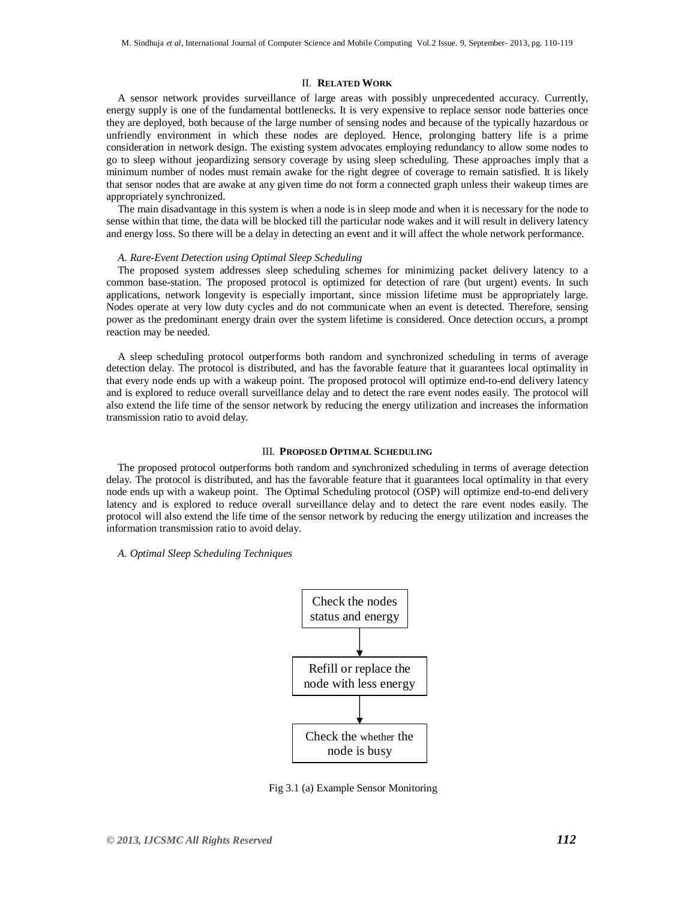## II. RELATED WORK

A sensor network provides surveillance of large areas with possibly unprecedented accuracy. Currently, energy supply is one of the fundamental bottlenecks. It is very expensive to replace sensor node batteries once they are deployed, both because of the large number of sensing nodes and because of the typically hazardous or unfriendly environment in which these nodes are deployed. Hence, prolonging battery life is a prime consideration in network design. The existing system advocates employing redundancy to allow some nodes to go to sleep without jeopardizing sensory coverage by using sleep scheduling. These approaches imply that a minimum number of nodes must remain awake for the right degree of coverage to remain satisfied. It is likely that sensor nodes that are awake at any given time do not form a connected graph unless their wakeup times are appropriately synchronized.

The main disadvantage in this system is when a node is in sleep mode and when it is necessary for the node to sense within that time, the data will be blocked till the particular node wakes and it will result in delivery latency and energy loss. So there will be a delay in detecting an event and it will affect the whole network performance.

### *A. Rare-Event Detection using Optimal Sleep Scheduling*

The proposed system addresses sleep scheduling schemes for minimizing packet delivery latency to a common base-station. The proposed protocol is optimized for detection of rare (but urgent) events. In such applications, network longevity is especially important, since mission lifetime must be appropriately large. Nodes operate at very low duty cycles and do not communicate when an event is detected. Therefore, sensing power as the predominant energy drain over the system lifetime is considered. Once detection occurs, a prompt reaction may be needed.

A sleep scheduling protocol outperforms both random and synchronized scheduling in terms of average detection delay. The protocol is distributed, and has the favorable feature that it guarantees local optimality in that every node ends up with a wakeup point. The proposed protocol will optimize end-to-end delivery latency and is explored to reduce overall surveillance delay and to detect the rare event nodes easily. The protocol will also extend the life time of the sensor network by reducing the energy utilization and increases the information transmission ratio to avoid delay.

## III. PROPOSED OPTIMAL SCHEDULING

The proposed protocol outperforms both random and synchronized scheduling in terms of average detection delay. The protocol is distributed, and has the favorable feature that it guarantees local optimality in that every node ends up with a wakeup point. The Optimal Scheduling protocol (OSP) will optimize end-to-end delivery latency and is explored to reduce overall surveillance delay and to detect the rare event nodes easily. The protocol will also extend the life time of the sensor network by reducing the energy utilization and increases the information transmission ratio to avoid delay.

### *A. Optimal Sleep Scheduling Techniques*

Check the nodes status and energy

↓

Refill or replace the node with less energy

↓

Check the whether the node is busy

Fig 3.1 (a) Example Sensor Monitoring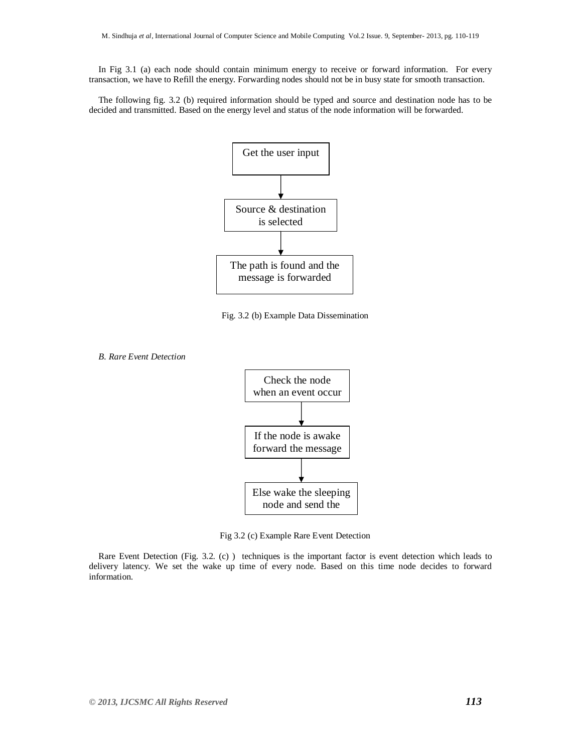In Fig 3.1 (a) each node should contain minimum energy to receive or forward information. For every transaction, we have to Refill the energy. Forwarding nodes should not be in busy state for smooth transaction.

The following fig. 3.2 (b) required information should be typed and source and destination node has to be decided and transmitted. Based on the energy level and status of the node information will be forwarded.

Get the user input

↓

Source & destination is selected

↓

The path is found and the message is forwarded

Fig. 3.2 (b) Example Data Dissemination

*B. Rare Event Detection*

Check the node when an event occur

↓

If the node is awake forward the message

↓

Else wake the sleeping node and send the

Fig 3.2 (c) Example Rare Event Detection

Rare Event Detection (Fig. 3.2. (c) ) techniques is the important factor is event detection which leads to delivery latency. We set the wake up time of every node. Based on this time node decides to forward information.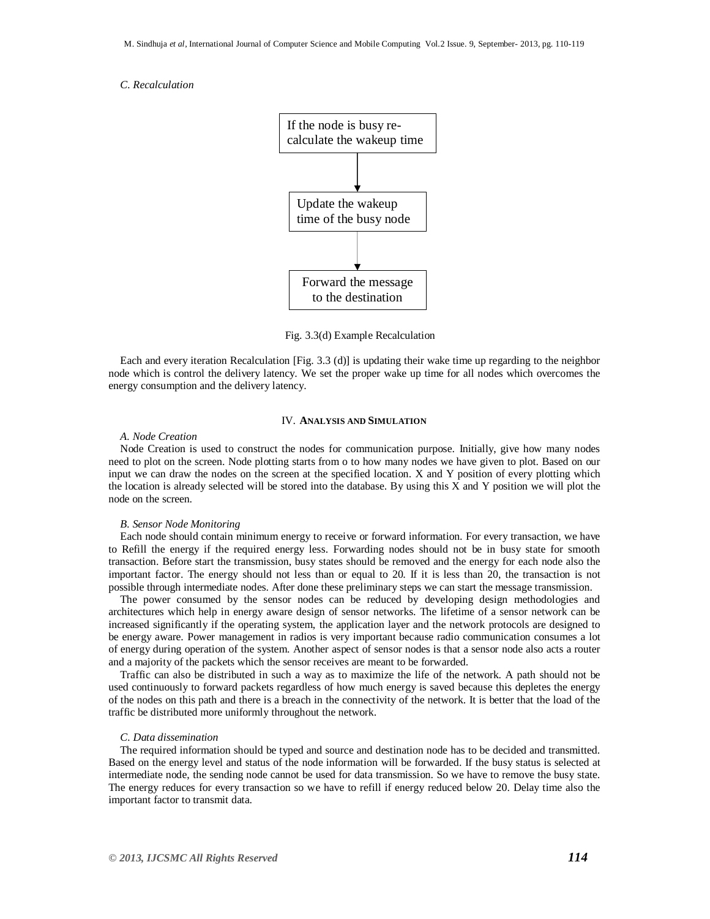*C. Recalculation*

If the node is busy re-calculate the wakeup time

↓

Update the wakeup time of the busy node

↓

Forward the message to the destination

Fig. 3.3(d) Example Recalculation

Each and every iteration Recalculation [Fig. 3.3 (d)] is updating their wake time up regarding to the neighbor node which is control the delivery latency. We set the proper wake up time for all nodes which overcomes the energy consumption and the delivery latency.

## IV. ANALYSIS AND SIMULATION

*A. Node Creation*

Node Creation is used to construct the nodes for communication purpose. Initially, give how many nodes need to plot on the screen. Node plotting starts from o to how many nodes we have given to plot. Based on our input we can draw the nodes on the screen at the specified location. X and Y position of every plotting which the location is already selected will be stored into the database. By using this X and Y position we will plot the node on the screen.

*B. Sensor Node Monitoring*

Each node should contain minimum energy to receive or forward information. For every transaction, we have to Refill the energy if the required energy less. Forwarding nodes should not be in busy state for smooth transaction. Before start the transmission, busy states should be removed and the energy for each node also the important factor. The energy should not less than or equal to 20. If it is less than 20, the transaction is not possible through intermediate nodes. After done these preliminary steps we can start the message transmission.

The power consumed by the sensor nodes can be reduced by developing design methodologies and architectures which help in energy aware design of sensor networks. The lifetime of a sensor network can be increased significantly if the operating system, the application layer and the network protocols are designed to be energy aware. Power management in radios is very important because radio communication consumes a lot of energy during operation of the system. Another aspect of sensor nodes is that a sensor node also acts a router and a majority of the packets which the sensor receives are meant to be forwarded.

Traffic can also be distributed in such a way as to maximize the life of the network. A path should not be used continuously to forward packets regardless of how much energy is saved because this depletes the energy of the nodes on this path and there is a breach in the connectivity of the network. It is better that the load of the traffic be distributed more uniformly throughout the network.

*C. Data dissemination*

The required information should be typed and source and destination node has to be decided and transmitted. Based on the energy level and status of the node information will be forwarded. If the busy status is selected at intermediate node, the sending node cannot be used for data transmission. So we have to remove the busy state. The energy reduces for every transaction so we have to refill if energy reduced below 20. Delay time also the important factor to transmit data.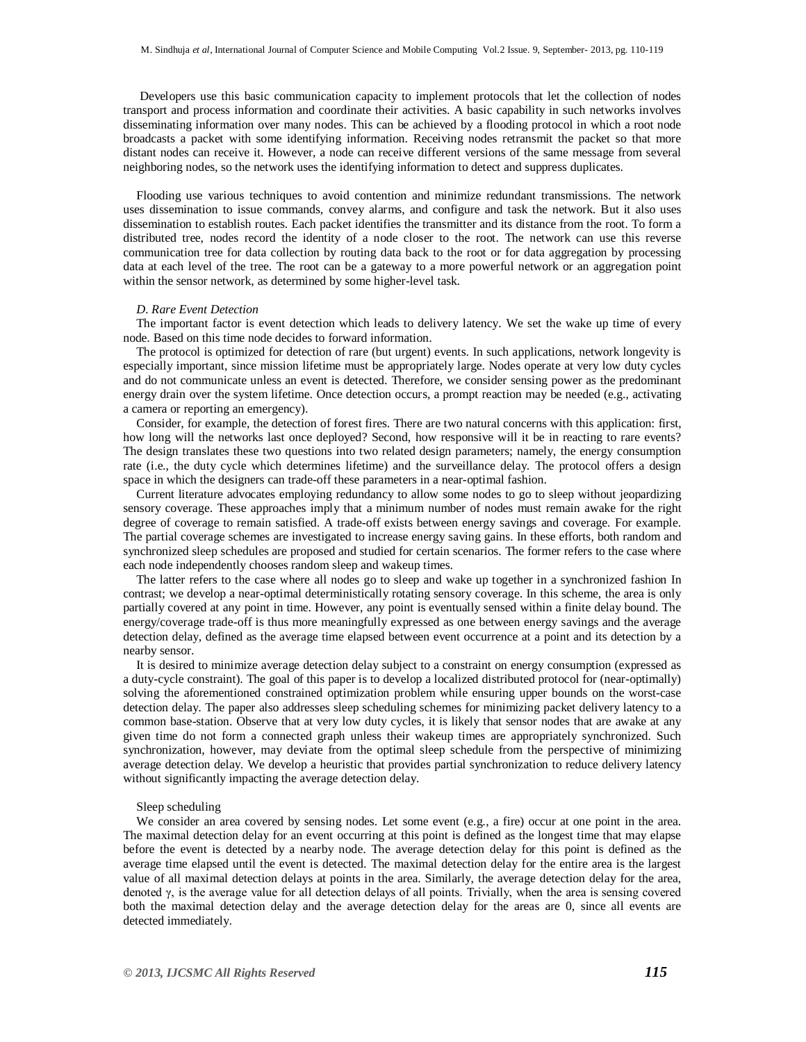Developers use this basic communication capacity to implement protocols that let the collection of nodes transport and process information and coordinate their activities. A basic capability in such networks involves disseminating information over many nodes. This can be achieved by a flooding protocol in which a root node broadcasts a packet with some identifying information. Receiving nodes retransmit the packet so that more distant nodes can receive it. However, a node can receive different versions of the same message from several neighboring nodes, so the network uses the identifying information to detect and suppress duplicates.

Flooding use various techniques to avoid contention and minimize redundant transmissions. The network uses dissemination to issue commands, convey alarms, and configure and task the network. But it also uses dissemination to establish routes. Each packet identifies the transmitter and its distance from the root. To form a distributed tree, nodes record the identity of a node closer to the root. The network can use this reverse communication tree for data collection by routing data back to the root or for data aggregation by processing data at each level of the tree. The root can be a gateway to a more powerful network or an aggregation point within the sensor network, as determined by some higher-level task.

### *D. Rare Event Detection*

The important factor is event detection which leads to delivery latency. We set the wake up time of every node. Based on this time node decides to forward information.

The protocol is optimized for detection of rare (but urgent) events. In such applications, network longevity is especially important, since mission lifetime must be appropriately large. Nodes operate at very low duty cycles and do not communicate unless an event is detected. Therefore, we consider sensing power as the predominant energy drain over the system lifetime. Once detection occurs, a prompt reaction may be needed (e.g., activating a camera or reporting an emergency).

Consider, for example, the detection of forest fires. There are two natural concerns with this application: first, how long will the networks last once deployed? Second, how responsive will it be in reacting to rare events? The design translates these two questions into two related design parameters; namely, the energy consumption rate (i.e., the duty cycle which determines lifetime) and the surveillance delay. The protocol offers a design space in which the designers can trade-off these parameters in a near-optimal fashion.

Current literature advocates employing redundancy to allow some nodes to go to sleep without jeopardizing sensory coverage. These approaches imply that a minimum number of nodes must remain awake for the right degree of coverage to remain satisfied. A trade-off exists between energy savings and coverage. For example. The partial coverage schemes are investigated to increase energy saving gains. In these efforts, both random and synchronized sleep schedules are proposed and studied for certain scenarios. The former refers to the case where each node independently chooses random sleep and wakeup times.

The latter refers to the case where all nodes go to sleep and wake up together in a synchronized fashion In contrast; we develop a near-optimal deterministically rotating sensory coverage. In this scheme, the area is only partially covered at any point in time. However, any point is eventually sensed within a finite delay bound. The energy/coverage trade-off is thus more meaningfully expressed as one between energy savings and the average detection delay, defined as the average time elapsed between event occurrence at a point and its detection by a nearby sensor.

It is desired to minimize average detection delay subject to a constraint on energy consumption (expressed as a duty-cycle constraint). The goal of this paper is to develop a localized distributed protocol for (near-optimally) solving the aforementioned constrained optimization problem while ensuring upper bounds on the worst-case detection delay. The paper also addresses sleep scheduling schemes for minimizing packet delivery latency to a common base-station. Observe that at very low duty cycles, it is likely that sensor nodes that are awake at any given time do not form a connected graph unless their wakeup times are appropriately synchronized. Such synchronization, however, may deviate from the optimal sleep schedule from the perspective of minimizing average detection delay. We develop a heuristic that provides partial synchronization to reduce delivery latency without significantly impacting the average detection delay.

Sleep scheduling

We consider an area covered by sensing nodes. Let some event (e.g., a fire) occur at one point in the area. The maximal detection delay for an event occurring at this point is defined as the longest time that may elapse before the event is detected by a nearby node. The average detection delay for this point is defined as the average time elapsed until the event is detected. The maximal detection delay for the entire area is the largest value of all maximal detection delays at points in the area. Similarly, the average detection delay for the area, denoted $\gamma$, is the average value for all detection delays of all points. Trivially, when the area is sensing covered both the maximal detection delay and the average detection delay for the areas are 0, since all events are detected immediately.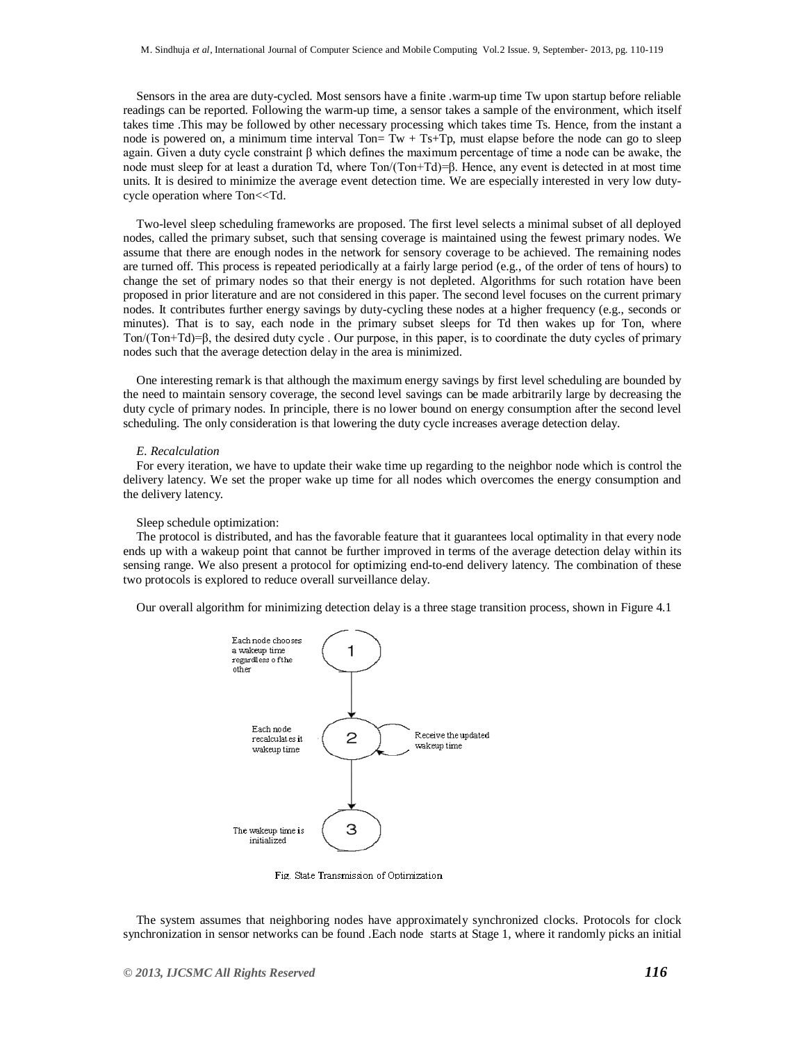Sensors in the area are duty-cycled. Most sensors have a finite .warm-up time Tw upon startup before reliable readings can be reported. Following the warm-up time, a sensor takes a sample of the environment, which itself takes time .This may be followed by other necessary processing which takes time Ts. Hence, from the instant a node is powered on, a minimum time interval Ton= Tw + Ts+Tp, must elapse before the node can go to sleep again. Given a duty cycle constraint β which defines the maximum percentage of time a node can be awake, the node must sleep for at least a duration Td, where Ton/(Ton+Td)=β. Hence, any event is detected in at most time units. It is desired to minimize the average event detection time. We are especially interested in very low duty-cycle operation where Ton<<Td.

Two-level sleep scheduling frameworks are proposed. The first level selects a minimal subset of all deployed nodes, called the primary subset, such that sensing coverage is maintained using the fewest primary nodes. We assume that there are enough nodes in the network for sensory coverage to be achieved. The remaining nodes are turned off. This process is repeated periodically at a fairly large period (e.g., of the order of tens of hours) to change the set of primary nodes so that their energy is not depleted. Algorithms for such rotation have been proposed in prior literature and are not considered in this paper. The second level focuses on the current primary nodes. It contributes further energy savings by duty-cycling these nodes at a higher frequency (e.g., seconds or minutes). That is to say, each node in the primary subset sleeps for Td then wakes up for Ton, where Ton/(Ton+Td)=β, the desired duty cycle . Our purpose, in this paper, is to coordinate the duty cycles of primary nodes such that the average detection delay in the area is minimized.

One interesting remark is that although the maximum energy savings by first level scheduling are bounded by the need to maintain sensory coverage, the second level savings can be made arbitrarily large by decreasing the duty cycle of primary nodes. In principle, there is no lower bound on energy consumption after the second level scheduling. The only consideration is that lowering the duty cycle increases average detection delay.

### *E. Recalculation*

For every iteration, we have to update their wake time up regarding to the neighbor node which is control the delivery latency. We set the proper wake up time for all nodes which overcomes the energy consumption and the delivery latency.

Sleep schedule optimization:

The protocol is distributed, and has the favorable feature that it guarantees local optimality in that every node ends up with a wakeup point that cannot be further improved in terms of the average detection delay within its sensing range. We also present a protocol for optimizing end-to-end delivery latency. The combination of these two protocols is explored to reduce overall surveillance delay.

Our overall algorithm for minimizing detection delay is a three stage transition process, shown in Figure 4.1

Each node chooses a wakeup time regardless of the other

1

Each node recalculates it wakeup time

2

Receive the updated wakeup time

The wakeup time is initialized

3

Fig. State Transmission of Optimization

The system assumes that neighboring nodes have approximately synchronized clocks. Protocols for clock synchronization in sensor networks can be found .Each node starts at Stage 1, where it randomly picks an initial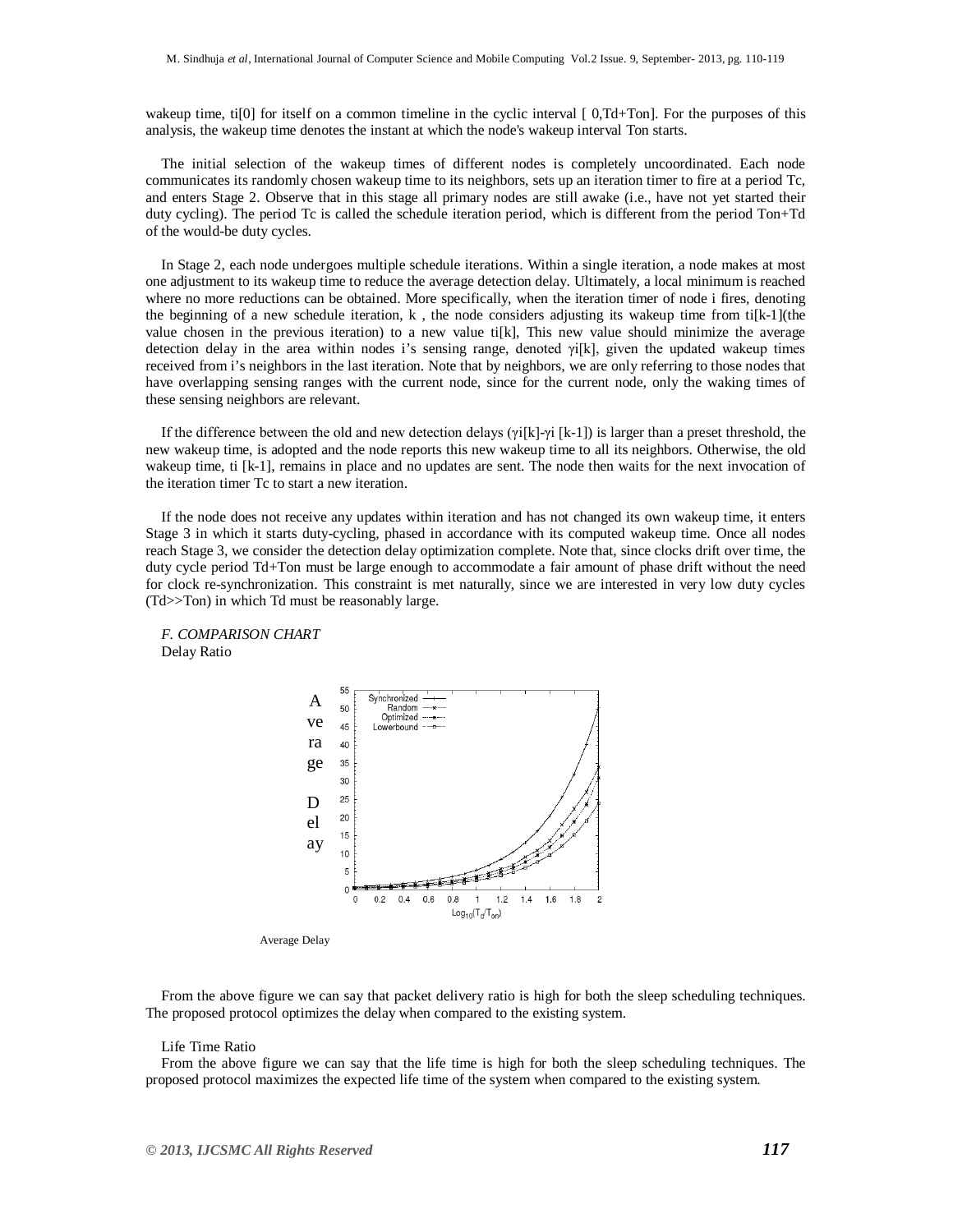wakeup time, $t_i[0]$ for itself on a common timeline in the cyclic interval [ 0,Td+Ton]. For the purposes of this analysis, the wakeup time denotes the instant at which the node's wakeup interval Ton starts.

The initial selection of the wakeup times of different nodes is completely uncoordinated. Each node communicates its randomly chosen wakeup time to its neighbors, sets up an iteration timer to fire at a period Tc, and enters Stage 2. Observe that in this stage all primary nodes are still awake (i.e., have not yet started their duty cycling). The period Tc is called the schedule iteration period, which is different from the period Ton+Td of the would-be duty cycles.

In Stage 2, each node undergoes multiple schedule iterations. Within a single iteration, a node makes at most one adjustment to its wakeup time to reduce the average detection delay. Ultimately, a local minimum is reached where no more reductions can be obtained. More specifically, when the iteration timer of node i fires, denoting the beginning of a new schedule iteration, k , the node considers adjusting its wakeup time from $t_i[k-1]$(the value chosen in the previous iteration) to a new value $t_i[k]$, This new value should minimize the average detection delay in the area within nodes i's sensing range, denoted $\gamma_i[k]$, given the updated wakeup times received from i's neighbors in the last iteration. Note that by neighbors, we are only referring to those nodes that have overlapping sensing ranges with the current node, since for the current node, only the waking times of these sensing neighbors are relevant.

If the difference between the old and new detection delays ($\gamma_i[k]-\gamma_i[k-1]$) is larger than a preset threshold, the new wakeup time, is adopted and the node reports this new wakeup time to all its neighbors. Otherwise, the old wakeup time, $t_i[k-1]$, remains in place and no updates are sent. The node then waits for the next invocation of the iteration timer Tc to start a new iteration.

If the node does not receive any updates within iteration and has not changed its own wakeup time, it enters Stage 3 in which it starts duty-cycling, phased in accordance with its computed wakeup time. Once all nodes reach Stage 3, we consider the detection delay optimization complete. Note that, since clocks drift over time, the duty cycle period Td+Ton must be large enough to accommodate a fair amount of phase drift without the need for clock re-synchronization. This constraint is met naturally, since we are interested in very low duty cycles (Td>>Ton) in which Td must be reasonably large.

*F. COMPARISON CHART*

Delay Ratio

Average Delay

From the above figure we can say that packet delivery ratio is high for both the sleep scheduling techniques. The proposed protocol optimizes the delay when compared to the existing system.

Life Time Ratio

From the above figure we can say that the life time is high for both the sleep scheduling techniques. The proposed protocol maximizes the expected life time of the system when compared to the existing system.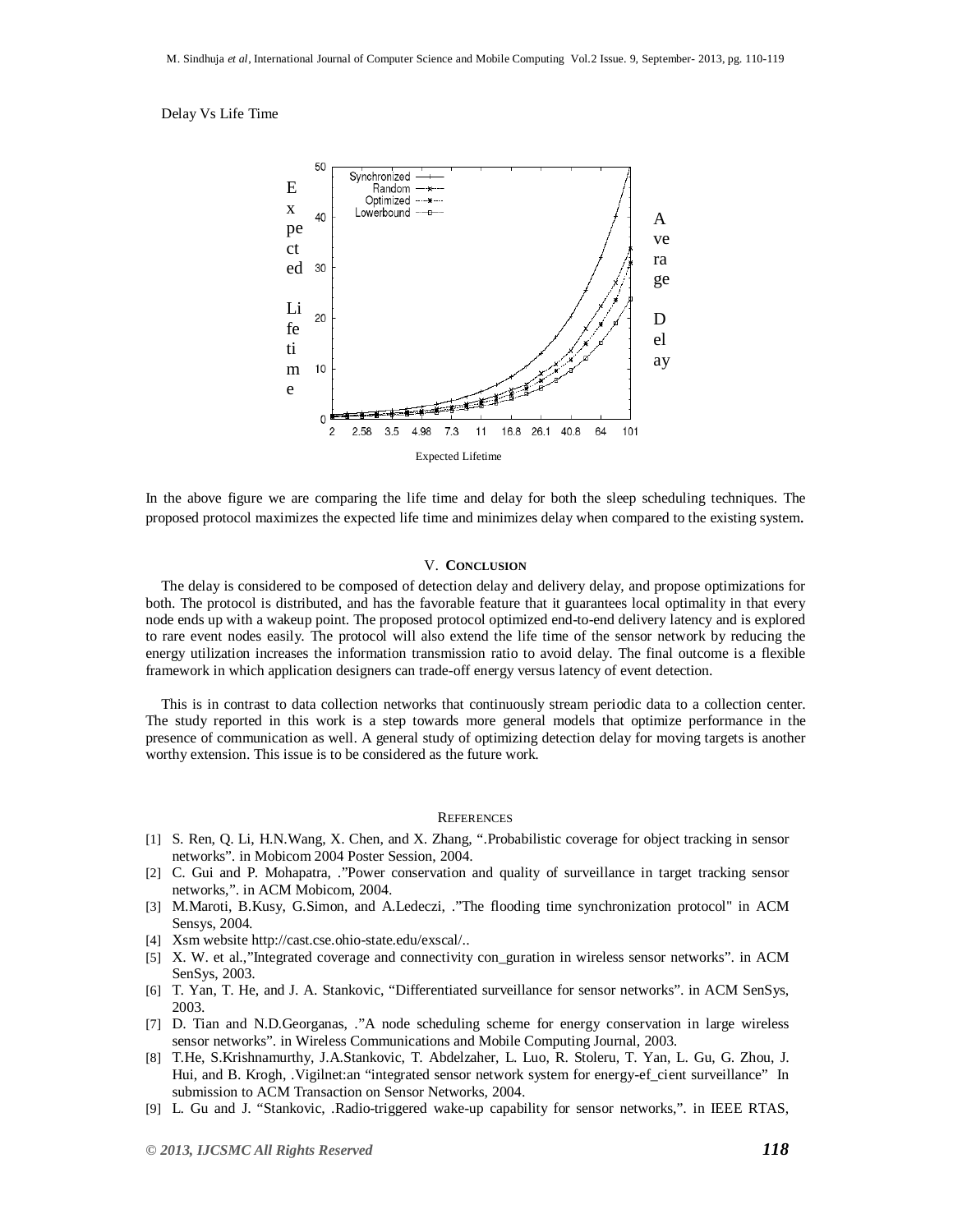Delay Vs Life Time

In the above figure we are comparing the life time and delay for both the sleep scheduling techniques. The proposed protocol maximizes the expected life time and minimizes delay when compared to the existing system.

## V. CONCLUSION

The delay is considered to be composed of detection delay and delivery delay, and propose optimizations for both. The protocol is distributed, and has the favorable feature that it guarantees local optimality in that every node ends up with a wakeup point. The proposed protocol optimized end-to-end delivery latency and is explored to rare event nodes easily. The protocol will also extend the life time of the sensor network by reducing the energy utilization increases the information transmission ratio to avoid delay. The final outcome is a flexible framework in which application designers can trade-off energy versus latency of event detection.

This is in contrast to data collection networks that continuously stream periodic data to a collection center. The study reported in this work is a step towards more general models that optimize performance in the presence of communication as well. A general study of optimizing detection delay for moving targets is another worthy extension. This issue is to be considered as the future work.

## REFERENCES

[1] S. Ren, Q. Li, H.N.Wang, X. Chen, and X. Zhang, ".Probabilistic coverage for object tracking in sensor networks". in Mobicom 2004 Poster Session, 2004.

[2] C. Gui and P. Mohapatra, ."Power conservation and quality of surveillance in target tracking sensor networks,". in ACM Mobicom, 2004.

[3] M.Maroti, B.Kusy, G.Simon, and A.Ledeczi, ."The flooding time synchronization protocol" in ACM Sensys, 2004.

[4] Xsm website http://cast.cse.ohio-state.edu/exscal/..

[5] X. W. et al.,"Integrated coverage and connectivity con_guration in wireless sensor networks". in ACM SenSys, 2003.

[6] T. Yan, T. He, and J. A. Stankovic, "Differentiated surveillance for sensor networks". in ACM SenSys, 2003.

[7] D. Tian and N.D.Georganas, ."A node scheduling scheme for energy conservation in large wireless sensor networks". in Wireless Communications and Mobile Computing Journal, 2003.

[8] T.He, S.Krishnamurthy, J.A.Stankovic, T. Abdelzaher, L. Luo, R. Stoleru, T. Yan, L. Gu, G. Zhou, J. Hui, and B. Krogh, .Vigilnet:an "integrated sensor network system for energy-ef_cient surveillance" In submission to ACM Transaction on Sensor Networks, 2004.

[9] L. Gu and J. "Stankovic, .Radio-triggered wake-up capability for sensor networks,". in IEEE RTAS,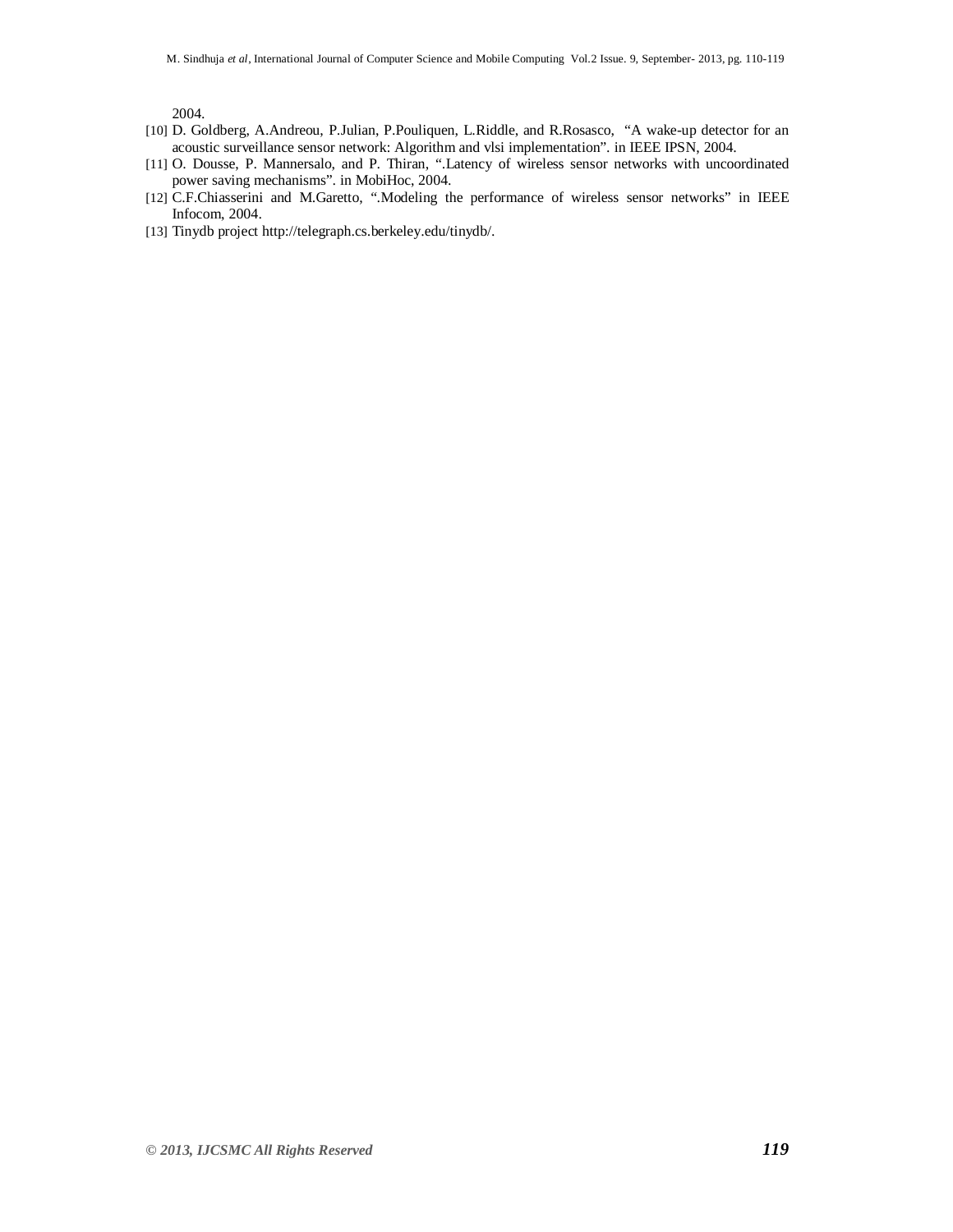2004.

[10] D. Goldberg, A.Andreou, P.Julian, P.Pouliquen, L.Riddle, and R.Rosasco, "A wake-up detector for an acoustic surveillance sensor network: Algorithm and vlsi implementation". in IEEE IPSN, 2004.

[11] O. Dousse, P. Mannersalo, and P. Thiran, ".Latency of wireless sensor networks with uncoordinated power saving mechanisms". in MobiHoc, 2004.

[12] C.F.Chiasserini and M.Garetto, ".Modeling the performance of wireless sensor networks" in IEEE Infocom, 2004.

[13] Tinydb project http://telegraph.cs.berkeley.edu/tinydb/.